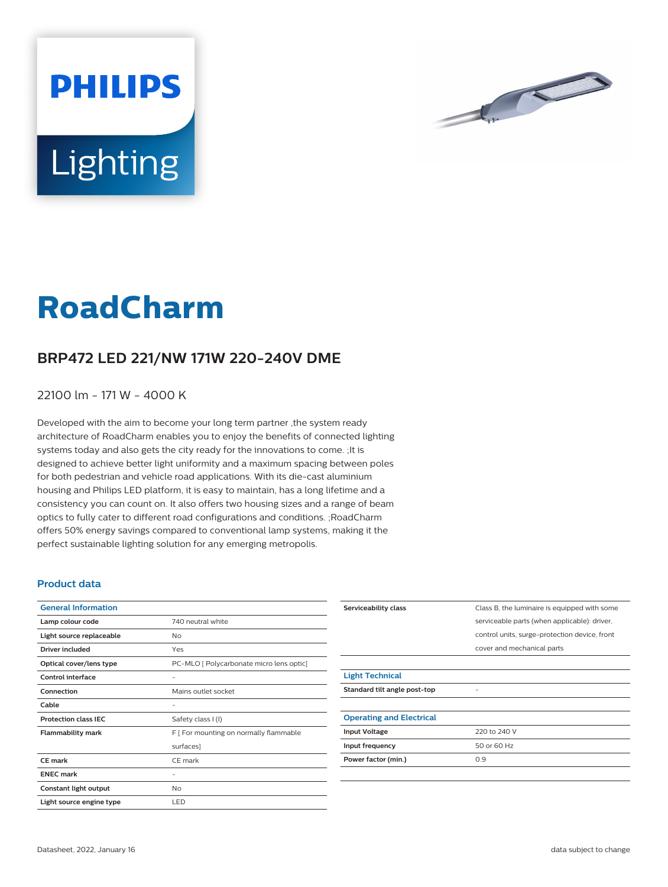PHILIPS

Lighting

# RoadCharm

## BRP472 LED 221/NW 171W 220-240V DME

22100 lm - 171 W - 4000 K

Developed with the aim to become your long term partner ,the system ready architecture of RoadCharm enables you to enjoy the benefits of connected lighting systems today and also gets the city ready for the innovations to come. ;It is designed to achieve better light uniformity and a maximum spacing between poles for both pedestrian and vehicle road applications. With its die-cast aluminium housing and Philips LED platform, it is easy to maintain, has a long lifetime and a consistency you can count on. It also offers two housing sizes and a range of beam optics to fully cater to different road configurations and conditions. ;RoadCharm offers 50% energy savings compared to conventional lamp systems, making it the perfect sustainable lighting solution for any emerging metropolis.

### Product data

| General Information | |
|---|---|
| **Lamp colour code** | 740 neutral white |
| **Light source replaceable** | No |
| **Driver included** | Yes |
| **Optical cover/lens type** | PC-MLO [ Polycarbonate micro lens optic] |
| **Control interface** | - |
| **Connection** | Mains outlet socket |
| **Cable** | - |
| **Protection class IEC** | Safety class I (I) |
| **Flammability mark** | F [ For mounting on normally flammable surfaces] |
| **CE mark** | CE mark |
| **ENEC mark** | - |
| **Constant light output** | No |
| **Light source engine type** | LED |
| **Serviceability class** | Class B, the luminaire is equipped with some serviceable parts (when applicable): driver, control units, surge-protection device, front cover and mechanical parts |

| Light Technical | |
|---|---|
| **Standard tilt angle post-top** | - |

| Operating and Electrical | |
|---|---|
| **Input Voltage** | 220 to 240 V |
| **Input frequency** | 50 or 60 Hz |
| **Power factor (min.)** | 0.9 |

Datasheet, 2022, January 16

data subject to change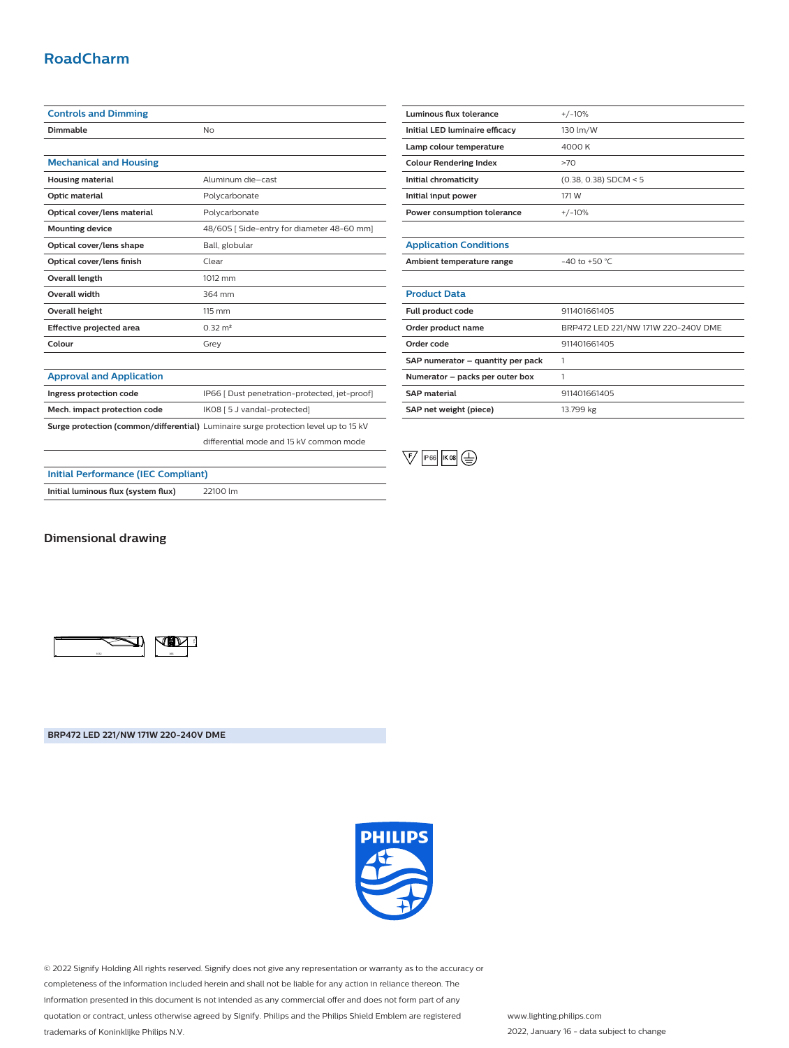## RoadCharm

| Controls and Dimming | |
|---|---|
| **Dimmable** | No |

| Mechanical and Housing | |
|---|---|
| **Housing material** | Aluminum die-cast |
| **Optic material** | Polycarbonate |
| **Optical cover/lens material** | Polycarbonate |
| **Mounting device** | 48/60S [ Side-entry for diameter 48-60 mm] |
| **Optical cover/lens shape** | Ball, globular |
| **Optical cover/lens finish** | Clear |
| **Overall length** | 1012 mm |
| **Overall width** | 364 mm |
| **Overall height** | 115 mm |
| **Effective projected area** | 0.32 m² |
| **Colour** | Grey |

| Approval and Application | |
|---|---|
| **Ingress protection code** | IP66 [ Dust penetration-protected, jet-proof] |
| **Mech. impact protection code** | IK08 [ 5 J vandal-protected] |
| **Surge protection (common/differential)** | Luminaire surge protection level up to 15 kV differential mode and 15 kV common mode |

| Initial Performance (IEC Compliant) | |
|---|---|
| **Initial luminous flux (system flux)** | 22100 lm |
| **Luminous flux tolerance** | +/-10% |
| **Initial LED luminaire efficacy** | 130 lm/W |
| **Lamp colour temperature** | 4000 K |
| **Colour Rendering Index** | >70 |
| **Initial chromaticity** | (0.38, 0.38) SDCM < 5 |
| **Initial input power** | 171 W |
| **Power consumption tolerance** | +/-10% |

| Application Conditions | |
|---|---|
| **Ambient temperature range** | -40 to +50 °C |

| Product Data | |
|---|---|
| **Full product code** | 911401661405 |
| **Order product name** | BRP472 LED 221/NW 171W 220-240V DME |
| **Order code** | 911401661405 |
| **SAP numerator – quantity per pack** | 1 |
| **Numerator – packs per outer box** | 1 |
| **SAP material** | 911401661405 |
| **SAP net weight (piece)** | 13.799 kg |

F IP66 IK08

### Dimensional drawing

**BRP472 LED 221/NW 171W 220-240V DME**

© 2022 Signify Holding All rights reserved. Signify does not give any representation or warranty as to the accuracy or completeness of the information included herein and shall not be liable for any action in reliance thereon. The information presented in this document is not intended as any commercial offer and does not form part of any quotation or contract, unless otherwise agreed by Signify. Philips and the Philips Shield Emblem are registered trademarks of Koninklijke Philips N.V.

www.lighting.philips.com

2022, January 16 - data subject to change